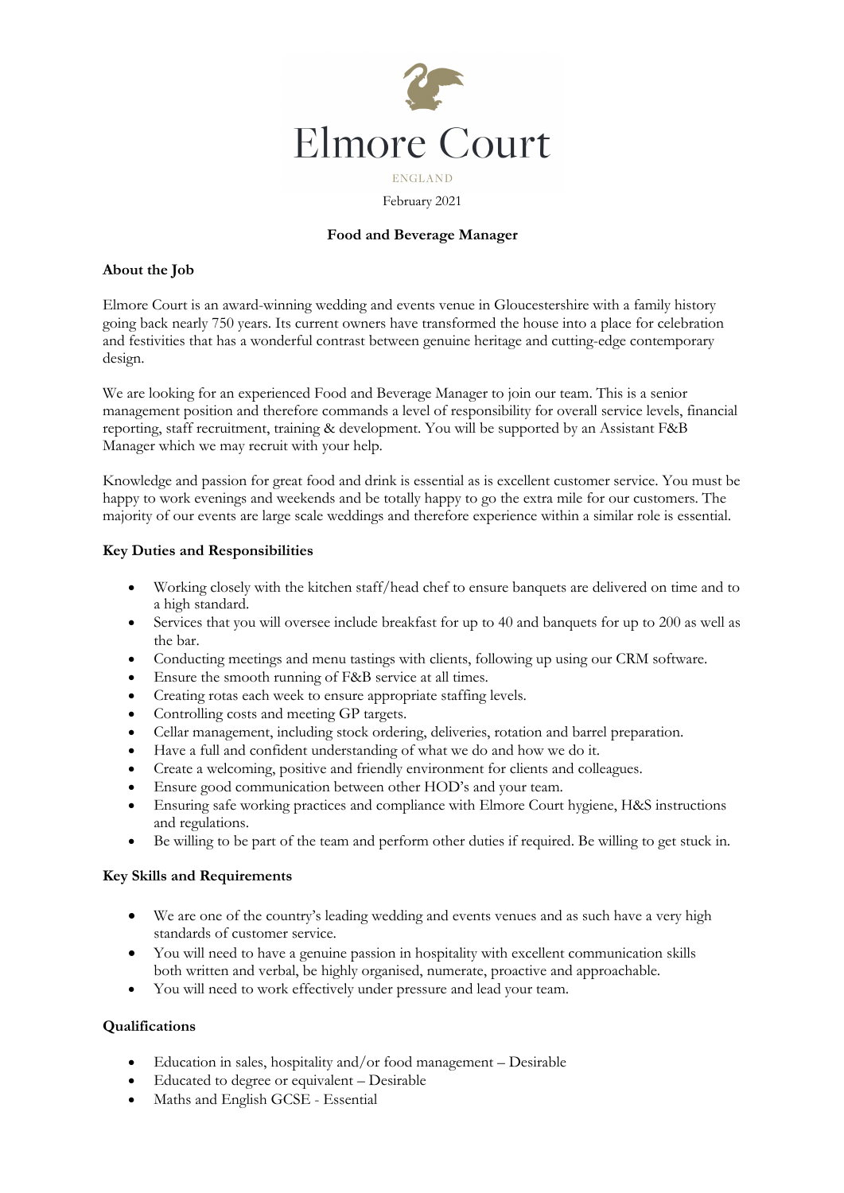Elmore Court

ENGLAND

February 2021

## Food and Beverage Manager

### About the Job

Elmore Court is an award-winning wedding and events venue in Gloucestershire with a family history going back nearly 750 years. Its current owners have transformed the house into a place for celebration and festivities that has a wonderful contrast between genuine heritage and cutting-edge contemporary design.

We are looking for an experienced Food and Beverage Manager to join our team. This is a senior management position and therefore commands a level of responsibility for overall service levels, financial reporting, staff recruitment, training & development. You will be supported by an Assistant F&B Manager which we may recruit with your help.

Knowledge and passion for great food and drink is essential as is excellent customer service. You must be happy to work evenings and weekends and be totally happy to go the extra mile for our customers. The majority of our events are large scale weddings and therefore experience within a similar role is essential.

### Key Duties and Responsibilities

- Working closely with the kitchen staff/head chef to ensure banquets are delivered on time and to a high standard.
- Services that you will oversee include breakfast for up to 40 and banquets for up to 200 as well as the bar.
- Conducting meetings and menu tastings with clients, following up using our CRM software.
- Ensure the smooth running of F&B service at all times.
- Creating rotas each week to ensure appropriate staffing levels.
- Controlling costs and meeting GP targets.
- Cellar management, including stock ordering, deliveries, rotation and barrel preparation.
- Have a full and confident understanding of what we do and how we do it.
- Create a welcoming, positive and friendly environment for clients and colleagues.
- Ensure good communication between other HOD's and your team.
- Ensuring safe working practices and compliance with Elmore Court hygiene, H&S instructions and regulations.
- Be willing to be part of the team and perform other duties if required. Be willing to get stuck in.

### Key Skills and Requirements

- We are one of the country's leading wedding and events venues and as such have a very high standards of customer service.
- You will need to have a genuine passion in hospitality with excellent communication skills both written and verbal, be highly organised, numerate, proactive and approachable.
- You will need to work effectively under pressure and lead your team.

### Qualifications

- Education in sales, hospitality and/or food management – Desirable
- Educated to degree or equivalent – Desirable
- Maths and English GCSE - Essential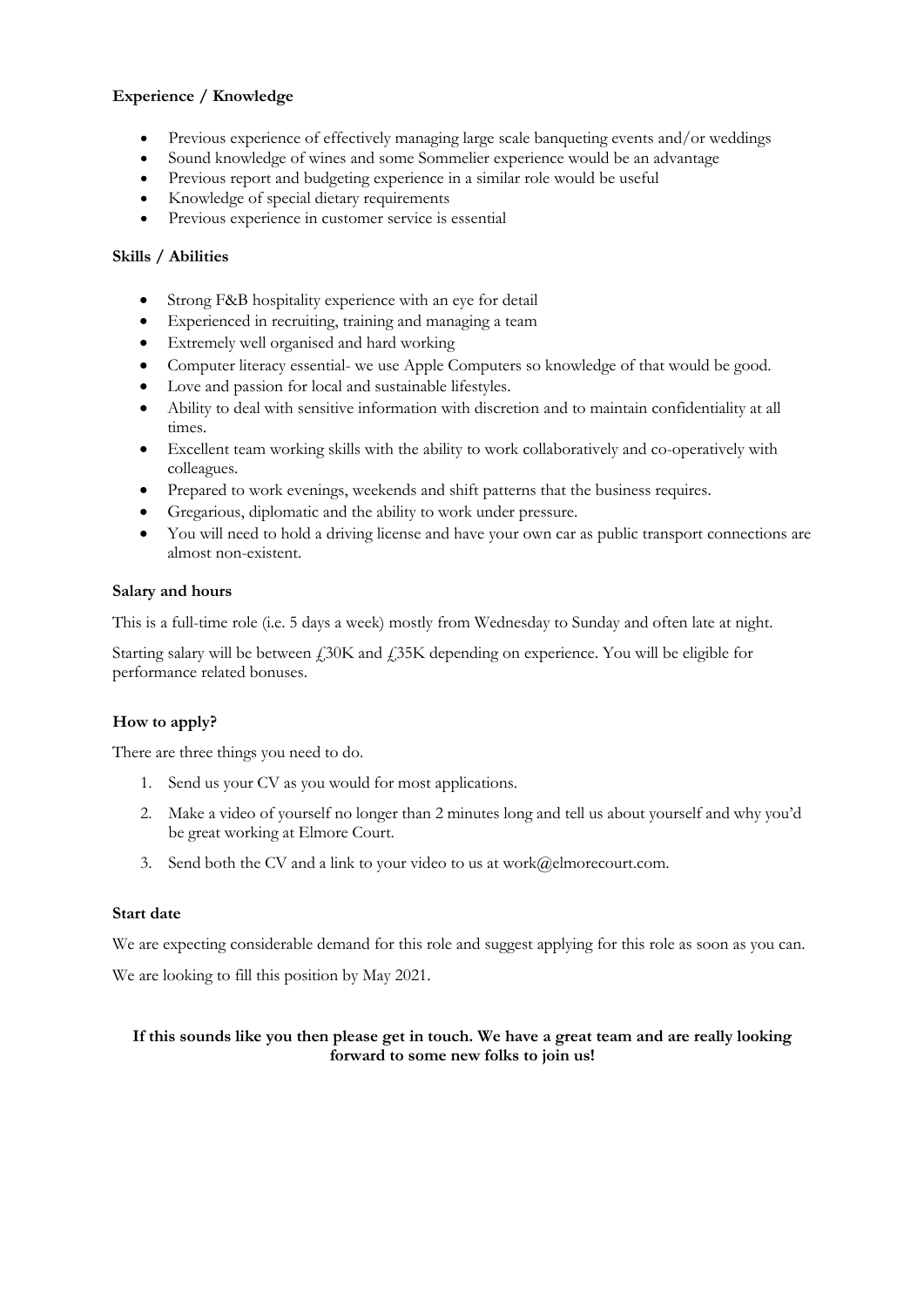**Experience / Knowledge**

- Previous experience of effectively managing large scale banqueting events and/or weddings
- Sound knowledge of wines and some Sommelier experience would be an advantage
- Previous report and budgeting experience in a similar role would be useful
- Knowledge of special dietary requirements
- Previous experience in customer service is essential

**Skills / Abilities**

- Strong F&B hospitality experience with an eye for detail
- Experienced in recruiting, training and managing a team
- Extremely well organised and hard working
- Computer literacy essential- we use Apple Computers so knowledge of that would be good.
- Love and passion for local and sustainable lifestyles.
- Ability to deal with sensitive information with discretion and to maintain confidentiality at all times.
- Excellent team working skills with the ability to work collaboratively and co-operatively with colleagues.
- Prepared to work evenings, weekends and shift patterns that the business requires.
- Gregarious, diplomatic and the ability to work under pressure.
- You will need to hold a driving license and have your own car as public transport connections are almost non-existent.

**Salary and hours**

This is a full-time role (i.e. 5 days a week) mostly from Wednesday to Sunday and often late at night.

Starting salary will be between £30K and £35K depending on experience. You will be eligible for performance related bonuses.

**How to apply?**

There are three things you need to do.

1. Send us your CV as you would for most applications.
2. Make a video of yourself no longer than 2 minutes long and tell us about yourself and why you'd be great working at Elmore Court.
3. Send both the CV and a link to your video to us at work@elmorecourt.com.

**Start date**

We are expecting considerable demand for this role and suggest applying for this role as soon as you can.

We are looking to fill this position by May 2021.

**If this sounds like you then please get in touch. We have a great team and are really looking forward to some new folks to join us!**